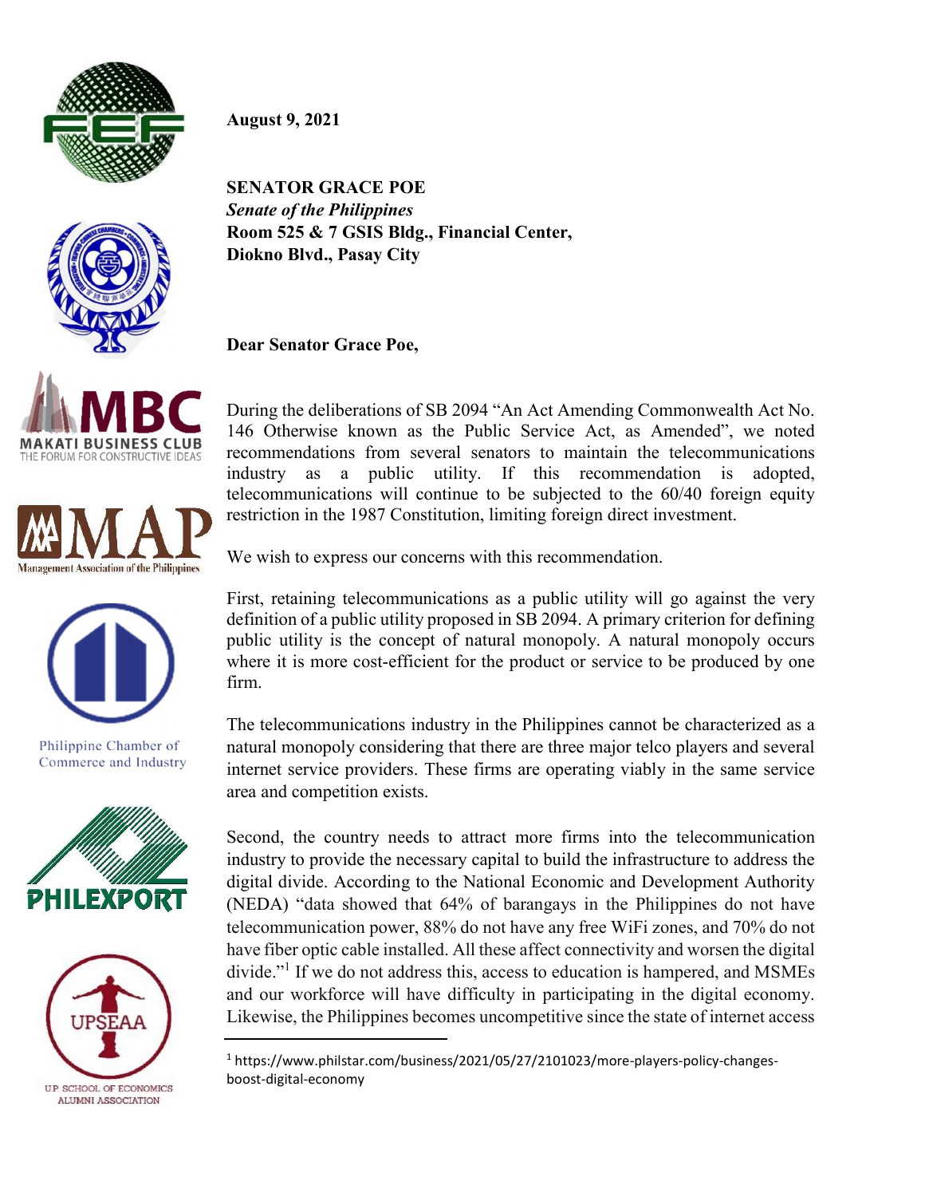**August 9, 2021**

**SENATOR GRACE POE**
***Senate of the Philippines***
**Room 525 & 7 GSIS Bldg., Financial Center,**
**Diokno Blvd., Pasay City**

**Dear Senator Grace Poe,**

During the deliberations of SB 2094 "An Act Amending Commonwealth Act No. 146 Otherwise known as the Public Service Act, as Amended", we noted recommendations from several senators to maintain the telecommunications industry as a public utility. If this recommendation is adopted, telecommunications will continue to be subjected to the 60/40 foreign equity restriction in the 1987 Constitution, limiting foreign direct investment.

We wish to express our concerns with this recommendation.

First, retaining telecommunications as a public utility will go against the very definition of a public utility proposed in SB 2094. A primary criterion for defining public utility is the concept of natural monopoly. A natural monopoly occurs where it is more cost-efficient for the product or service to be produced by one firm.

The telecommunications industry in the Philippines cannot be characterized as a natural monopoly considering that there are three major telco players and several internet service providers. These firms are operating viably in the same service area and competition exists.

Second, the country needs to attract more firms into the telecommunication industry to provide the necessary capital to build the infrastructure to address the digital divide. According to the National Economic and Development Authority (NEDA) "data showed that 64% of barangays in the Philippines do not have telecommunication power, 88% do not have any free WiFi zones, and 70% do not have fiber optic cable installed. All these affect connectivity and worsen the digital divide."[1] If we do not address this, access to education is hampered, and MSMEs and our workforce will have difficulty in participating in the digital economy. Likewise, the Philippines becomes uncompetitive since the state of internet access

---

[1] https://www.philstar.com/business/2021/05/27/2101023/more-players-policy-changes-boost-digital-economy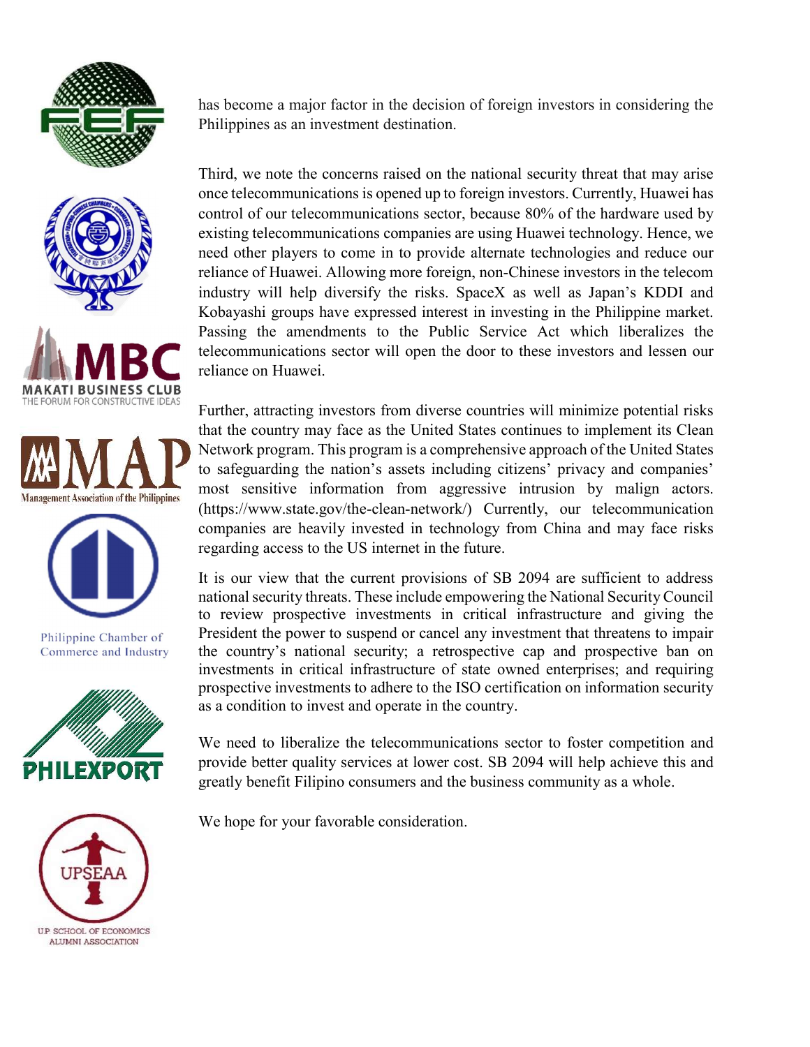has become a major factor in the decision of foreign investors in considering the Philippines as an investment destination.

Third, we note the concerns raised on the national security threat that may arise once telecommunications is opened up to foreign investors. Currently, Huawei has control of our telecommunications sector, because 80% of the hardware used by existing telecommunications companies are using Huawei technology. Hence, we need other players to come in to provide alternate technologies and reduce our reliance of Huawei. Allowing more foreign, non-Chinese investors in the telecom industry will help diversify the risks. SpaceX as well as Japan's KDDI and Kobayashi groups have expressed interest in investing in the Philippine market. Passing the amendments to the Public Service Act which liberalizes the telecommunications sector will open the door to these investors and lessen our reliance on Huawei.

Further, attracting investors from diverse countries will minimize potential risks that the country may face as the United States continues to implement its Clean Network program. This program is a comprehensive approach of the United States to safeguarding the nation's assets including citizens' privacy and companies' most sensitive information from aggressive intrusion by malign actors. (https://www.state.gov/the-clean-network/) Currently, our telecommunication companies are heavily invested in technology from China and may face risks regarding access to the US internet in the future.

It is our view that the current provisions of SB 2094 are sufficient to address national security threats. These include empowering the National Security Council to review prospective investments in critical infrastructure and giving the President the power to suspend or cancel any investment that threatens to impair the country's national security; a retrospective cap and prospective ban on investments in critical infrastructure of state owned enterprises; and requiring prospective investments to adhere to the ISO certification on information security as a condition to invest and operate in the country.

We need to liberalize the telecommunications sector to foster competition and provide better quality services at lower cost. SB 2094 will help achieve this and greatly benefit Filipino consumers and the business community as a whole.

We hope for your favorable consideration.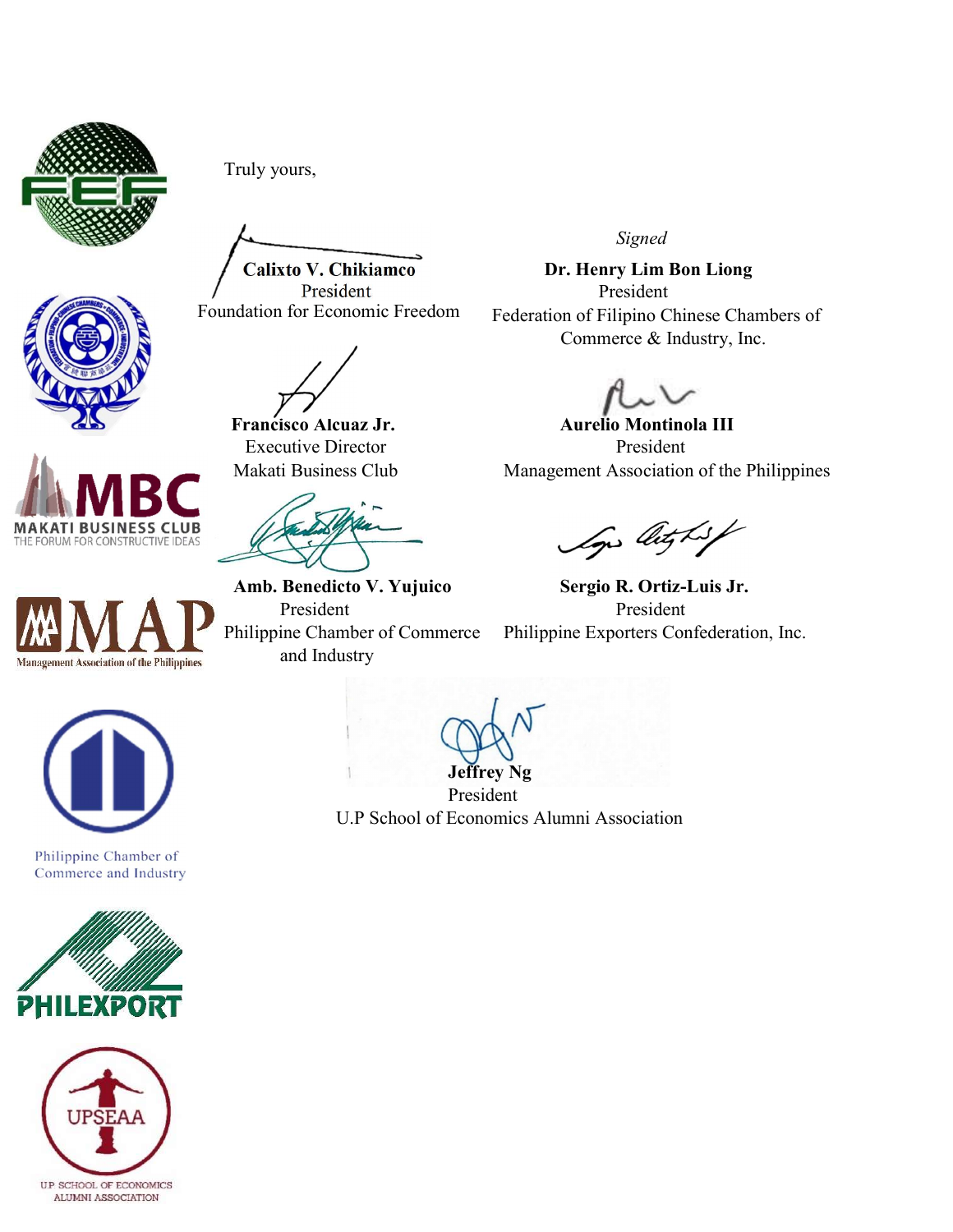Truly yours,

**Calixto V. Chikiamco**
President
Foundation for Economic Freedom

*Signed*
**Dr. Henry Lim Bon Liong**
President
Federation of Filipino Chinese Chambers of Commerce & Industry, Inc.

**Francisco Alcuaz Jr.**
Executive Director
Makati Business Club

**Aurelio Montinola III**
President
Management Association of the Philippines

**Amb. Benedicto V. Yujuico**
President
Philippine Chamber of Commerce and Industry

**Sergio R. Ortiz-Luis Jr.**
President
Philippine Exporters Confederation, Inc.

**Jeffrey Ng**
President
U.P School of Economics Alumni Association